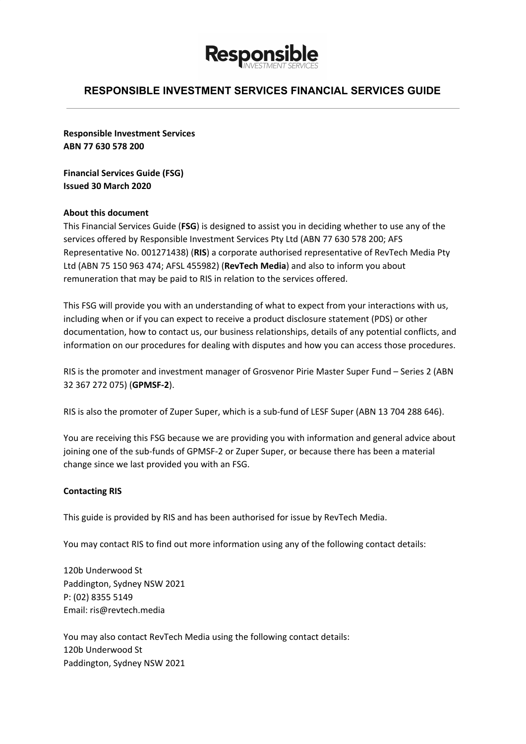# RESPONSIBLE INVESTMENT SERVICES FINANCIAL SERVICES GUIDE

**Responsible Investment Services**
**ABN 77 630 578 200**

**Financial Services Guide (FSG)**
**Issued 30 March 2020**

**About this document**

This Financial Services Guide (**FSG**) is designed to assist you in deciding whether to use any of the services offered by Responsible Investment Services Pty Ltd (ABN 77 630 578 200; AFS Representative No. 001271438) (**RIS**) a corporate authorised representative of RevTech Media Pty Ltd (ABN 75 150 963 474; AFSL 455982) (**RevTech Media**) and also to inform you about remuneration that may be paid to RIS in relation to the services offered.

This FSG will provide you with an understanding of what to expect from your interactions with us, including when or if you can expect to receive a product disclosure statement (PDS) or other documentation, how to contact us, our business relationships, details of any potential conflicts, and information on our procedures for dealing with disputes and how you can access those procedures.

RIS is the promoter and investment manager of Grosvenor Pirie Master Super Fund – Series 2 (ABN 32 367 272 075) (**GPMSF-2**).

RIS is also the promoter of Zuper Super, which is a sub-fund of LESF Super (ABN 13 704 288 646).

You are receiving this FSG because we are providing you with information and general advice about joining one of the sub-funds of GPMSF-2 or Zuper Super, or because there has been a material change since we last provided you with an FSG.

**Contacting RIS**

This guide is provided by RIS and has been authorised for issue by RevTech Media.

You may contact RIS to find out more information using any of the following contact details:

120b Underwood St
Paddington, Sydney NSW 2021
P: (02) 8355 5149
Email: ris@revtech.media

You may also contact RevTech Media using the following contact details:
120b Underwood St
Paddington, Sydney NSW 2021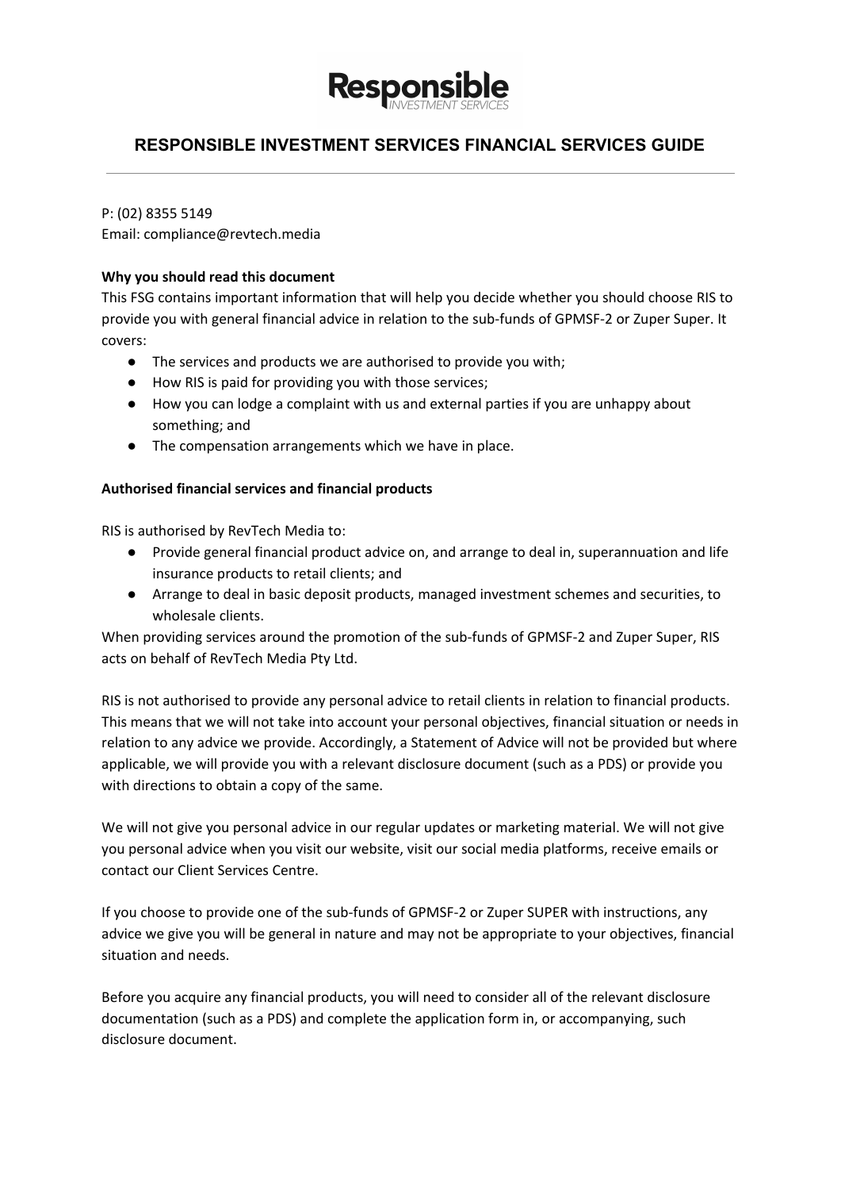# RESPONSIBLE INVESTMENT SERVICES FINANCIAL SERVICES GUIDE

P: (02) 8355 5149
Email: compliance@revtech.media

**Why you should read this document**

This FSG contains important information that will help you decide whether you should choose RIS to provide you with general financial advice in relation to the sub-funds of GPMSF-2 or Zuper Super. It covers:

- The services and products we are authorised to provide you with;
- How RIS is paid for providing you with those services;
- How you can lodge a complaint with us and external parties if you are unhappy about something; and
- The compensation arrangements which we have in place.

**Authorised financial services and financial products**

RIS is authorised by RevTech Media to:

- Provide general financial product advice on, and arrange to deal in, superannuation and life insurance products to retail clients; and
- Arrange to deal in basic deposit products, managed investment schemes and securities, to wholesale clients.

When providing services around the promotion of the sub-funds of GPMSF-2 and Zuper Super, RIS acts on behalf of RevTech Media Pty Ltd.

RIS is not authorised to provide any personal advice to retail clients in relation to financial products. This means that we will not take into account your personal objectives, financial situation or needs in relation to any advice we provide. Accordingly, a Statement of Advice will not be provided but where applicable, we will provide you with a relevant disclosure document (such as a PDS) or provide you with directions to obtain a copy of the same.

We will not give you personal advice in our regular updates or marketing material. We will not give you personal advice when you visit our website, visit our social media platforms, receive emails or contact our Client Services Centre.

If you choose to provide one of the sub-funds of GPMSF-2 or Zuper SUPER with instructions, any advice we give you will be general in nature and may not be appropriate to your objectives, financial situation and needs.

Before you acquire any financial products, you will need to consider all of the relevant disclosure documentation (such as a PDS) and complete the application form in, or accompanying, such disclosure document.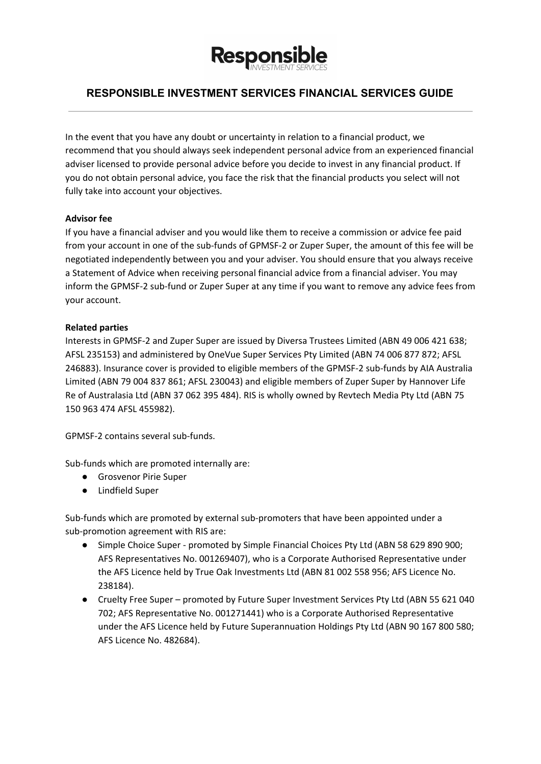**Responsible** INVESTMENT SERVICES

## RESPONSIBLE INVESTMENT SERVICES FINANCIAL SERVICES GUIDE

In the event that you have any doubt or uncertainty in relation to a financial product, we recommend that you should always seek independent personal advice from an experienced financial adviser licensed to provide personal advice before you decide to invest in any financial product. If you do not obtain personal advice, you face the risk that the financial products you select will not fully take into account your objectives.

**Advisor fee**

If you have a financial adviser and you would like them to receive a commission or advice fee paid from your account in one of the sub-funds of GPMSF-2 or Zuper Super, the amount of this fee will be negotiated independently between you and your adviser. You should ensure that you always receive a Statement of Advice when receiving personal financial advice from a financial adviser. You may inform the GPMSF-2 sub-fund or Zuper Super at any time if you want to remove any advice fees from your account.

**Related parties**

Interests in GPMSF-2 and Zuper Super are issued by Diversa Trustees Limited (ABN 49 006 421 638; AFSL 235153) and administered by OneVue Super Services Pty Limited (ABN 74 006 877 872; AFSL 246883). Insurance cover is provided to eligible members of the GPMSF-2 sub-funds by AIA Australia Limited (ABN 79 004 837 861; AFSL 230043) and eligible members of Zuper Super by Hannover Life Re of Australasia Ltd (ABN 37 062 395 484). RIS is wholly owned by Revtech Media Pty Ltd (ABN 75 150 963 474 AFSL 455982).

GPMSF-2 contains several sub-funds.

Sub-funds which are promoted internally are:

- Grosvenor Pirie Super
- Lindfield Super

Sub-funds which are promoted by external sub-promoters that have been appointed under a sub-promotion agreement with RIS are:

- Simple Choice Super - promoted by Simple Financial Choices Pty Ltd (ABN 58 629 890 900; AFS Representatives No. 001269407), who is a Corporate Authorised Representative under the AFS Licence held by True Oak Investments Ltd (ABN 81 002 558 956; AFS Licence No. 238184).
- Cruelty Free Super – promoted by Future Super Investment Services Pty Ltd (ABN 55 621 040 702; AFS Representative No. 001271441) who is a Corporate Authorised Representative under the AFS Licence held by Future Superannuation Holdings Pty Ltd (ABN 90 167 800 580; AFS Licence No. 482684).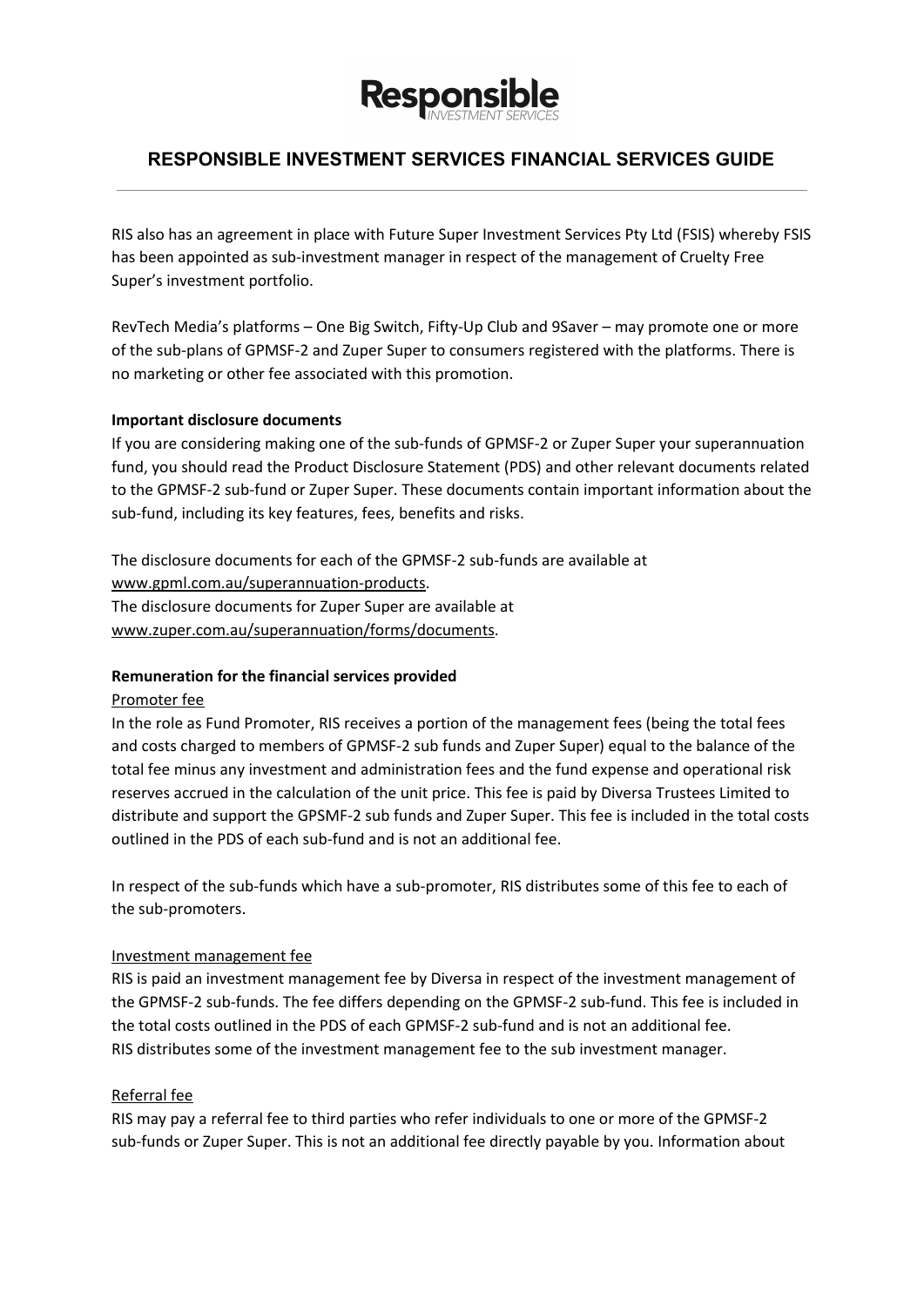RIS also has an agreement in place with Future Super Investment Services Pty Ltd (FSIS) whereby FSIS has been appointed as sub-investment manager in respect of the management of Cruelty Free Super's investment portfolio.

RevTech Media's platforms – One Big Switch, Fifty-Up Club and 9Saver – may promote one or more of the sub-plans of GPMSF-2 and Zuper Super to consumers registered with the platforms. There is no marketing or other fee associated with this promotion.

**Important disclosure documents**

If you are considering making one of the sub-funds of GPMSF-2 or Zuper Super your superannuation fund, you should read the Product Disclosure Statement (PDS) and other relevant documents related to the GPMSF-2 sub-fund or Zuper Super. These documents contain important information about the sub-fund, including its key features, fees, benefits and risks.

The disclosure documents for each of the GPMSF-2 sub-funds are available at www.gpml.com.au/superannuation-products.
The disclosure documents for Zuper Super are available at www.zuper.com.au/superannuation/forms/documents.

**Remuneration for the financial services provided**

Promoter fee

In the role as Fund Promoter, RIS receives a portion of the management fees (being the total fees and costs charged to members of GPMSF-2 sub funds and Zuper Super) equal to the balance of the total fee minus any investment and administration fees and the fund expense and operational risk reserves accrued in the calculation of the unit price. This fee is paid by Diversa Trustees Limited to distribute and support the GPSMF-2 sub funds and Zuper Super. This fee is included in the total costs outlined in the PDS of each sub-fund and is not an additional fee.

In respect of the sub-funds which have a sub-promoter, RIS distributes some of this fee to each of the sub-promoters.

Investment management fee

RIS is paid an investment management fee by Diversa in respect of the investment management of the GPMSF-2 sub-funds. The fee differs depending on the GPMSF-2 sub-fund. This fee is included in the total costs outlined in the PDS of each GPMSF-2 sub-fund and is not an additional fee.
RIS distributes some of the investment management fee to the sub investment manager.

Referral fee

RIS may pay a referral fee to third parties who refer individuals to one or more of the GPMSF-2 sub-funds or Zuper Super. This is not an additional fee directly payable by you. Information about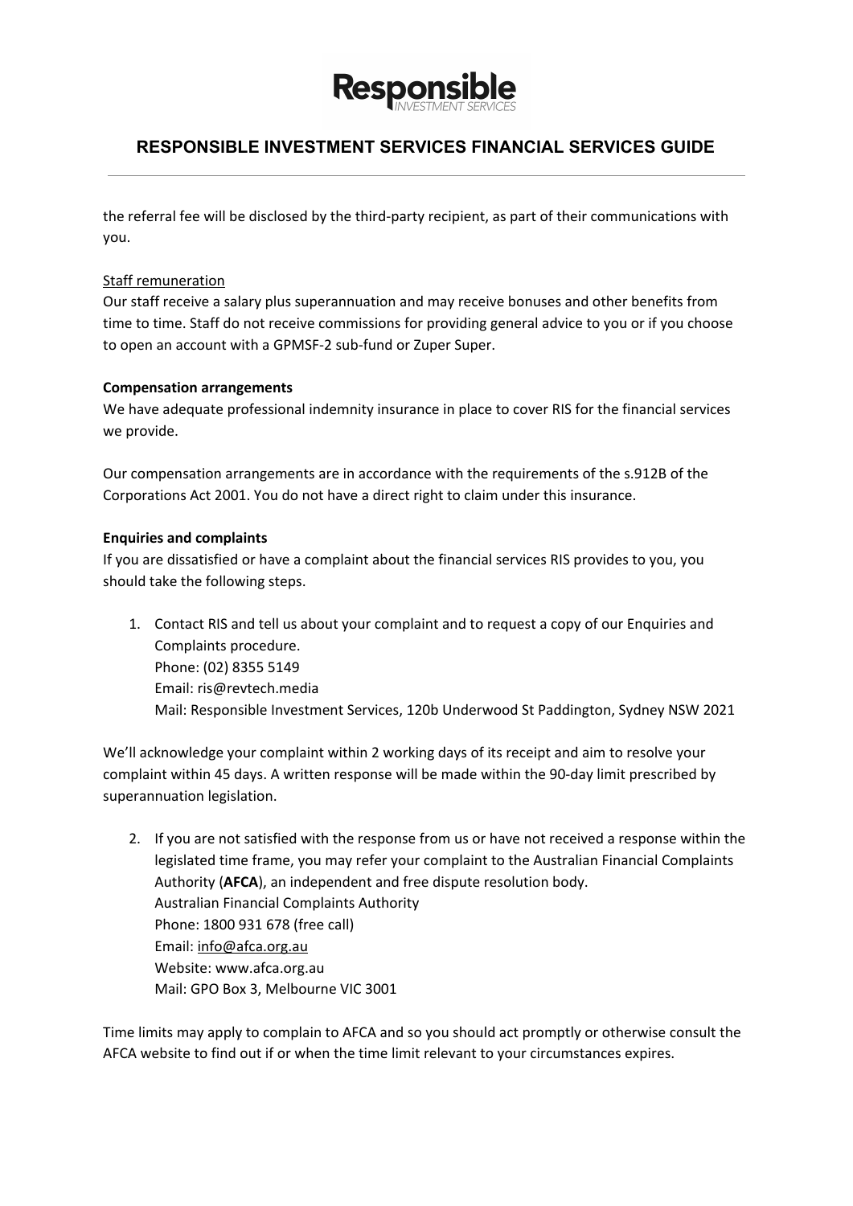the referral fee will be disclosed by the third-party recipient, as part of their communications with you.

Staff remuneration

Our staff receive a salary plus superannuation and may receive bonuses and other benefits from time to time. Staff do not receive commissions for providing general advice to you or if you choose to open an account with a GPMSF-2 sub-fund or Zuper Super.

**Compensation arrangements**

We have adequate professional indemnity insurance in place to cover RIS for the financial services we provide.

Our compensation arrangements are in accordance with the requirements of the s.912B of the Corporations Act 2001. You do not have a direct right to claim under this insurance.

**Enquiries and complaints**

If you are dissatisfied or have a complaint about the financial services RIS provides to you, you should take the following steps.

1. Contact RIS and tell us about your complaint and to request a copy of our Enquiries and Complaints procedure.
   Phone: (02) 8355 5149
   Email: ris@revtech.media
   Mail: Responsible Investment Services, 120b Underwood St Paddington, Sydney NSW 2021

We'll acknowledge your complaint within 2 working days of its receipt and aim to resolve your complaint within 45 days. A written response will be made within the 90-day limit prescribed by superannuation legislation.

2. If you are not satisfied with the response from us or have not received a response within the legislated time frame, you may refer your complaint to the Australian Financial Complaints Authority (**AFCA**), an independent and free dispute resolution body.
   Australian Financial Complaints Authority
   Phone: 1800 931 678 (free call)
   Email: info@afca.org.au
   Website: www.afca.org.au
   Mail: GPO Box 3, Melbourne VIC 3001

Time limits may apply to complain to AFCA and so you should act promptly or otherwise consult the AFCA website to find out if or when the time limit relevant to your circumstances expires.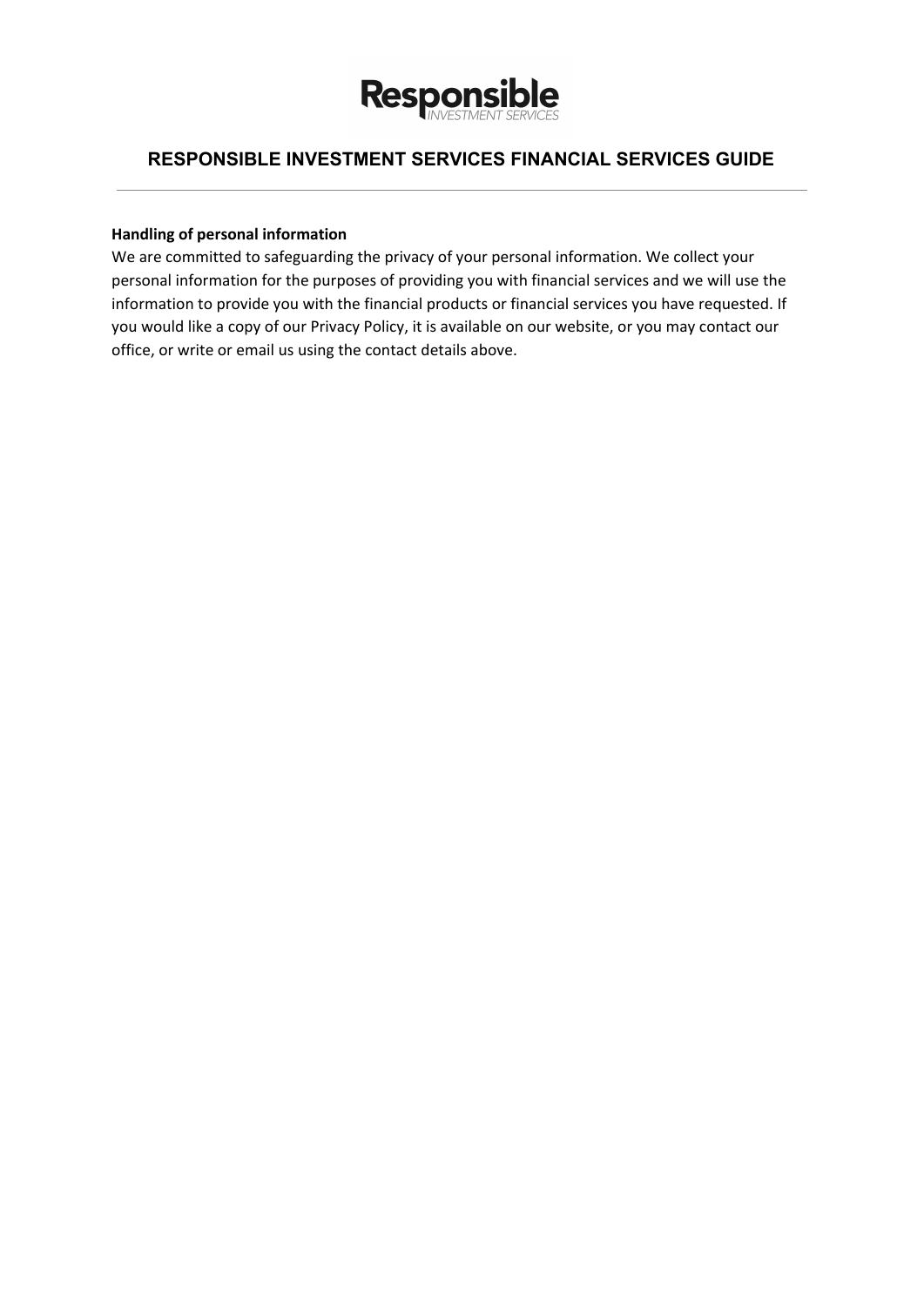**Handling of personal information**

We are committed to safeguarding the privacy of your personal information. We collect your personal information for the purposes of providing you with financial services and we will use the information to provide you with the financial products or financial services you have requested. If you would like a copy of our Privacy Policy, it is available on our website, or you may contact our office, or write or email us using the contact details above.